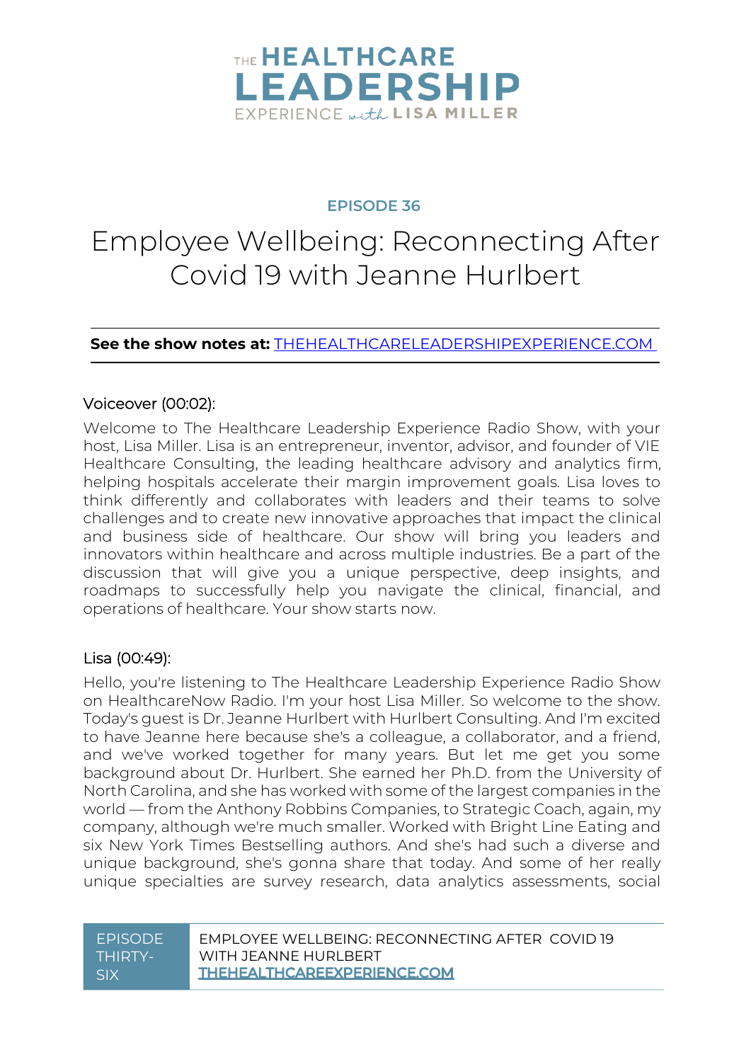# THE HEALTHCARE LEADERSHIP EXPERIENCE with LISA MILLER

## EPISODE 36

# Employee Wellbeing: Reconnecting After Covid 19 with Jeanne Hurlbert

**See the show notes at:** THEHEALTHCARELEADERSHIPEXPERIENCE.COM

Voiceover (00:02):

Welcome to The Healthcare Leadership Experience Radio Show, with your host, Lisa Miller. Lisa is an entrepreneur, inventor, advisor, and founder of VIE Healthcare Consulting, the leading healthcare advisory and analytics firm, helping hospitals accelerate their margin improvement goals. Lisa loves to think differently and collaborates with leaders and their teams to solve challenges and to create new innovative approaches that impact the clinical and business side of healthcare. Our show will bring you leaders and innovators within healthcare and across multiple industries. Be a part of the discussion that will give you a unique perspective, deep insights, and roadmaps to successfully help you navigate the clinical, financial, and operations of healthcare. Your show starts now.

Lisa (00:49):

Hello, you're listening to The Healthcare Leadership Experience Radio Show on HealthcareNow Radio. I'm your host Lisa Miller. So welcome to the show. Today's guest is Dr. Jeanne Hurlbert with Hurlbert Consulting. And I'm excited to have Jeanne here because she's a colleague, a collaborator, and a friend, and we've worked together for many years. But let me get you some background about Dr. Hurlbert. She earned her Ph.D. from the University of North Carolina, and she has worked with some of the largest companies in the world — from the Anthony Robbins Companies, to Strategic Coach, again, my company, although we're much smaller. Worked with Bright Line Eating and six New York Times Bestselling authors. And she's had such a diverse and unique background, she's gonna share that today. And some of her really unique specialties are survey research, data analytics assessments, social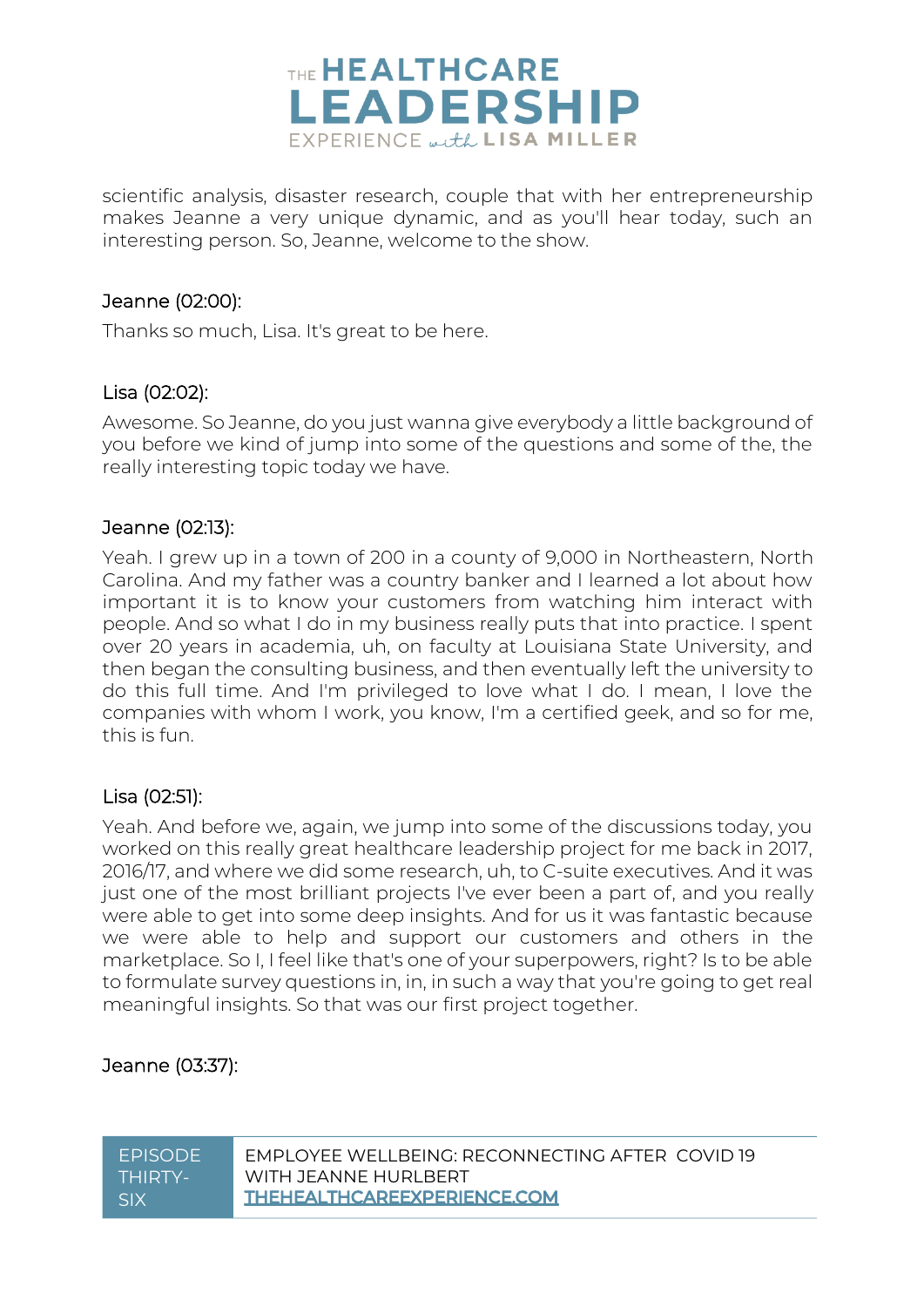scientific analysis, disaster research, couple that with her entrepreneurship makes Jeanne a very unique dynamic, and as you'll hear today, such an interesting person. So, Jeanne, welcome to the show.

Jeanne (02:00):

Thanks so much, Lisa. It's great to be here.

Lisa (02:02):

Awesome. So Jeanne, do you just wanna give everybody a little background of you before we kind of jump into some of the questions and some of the, the really interesting topic today we have.

Jeanne (02:13):

Yeah. I grew up in a town of 200 in a county of 9,000 in Northeastern, North Carolina. And my father was a country banker and I learned a lot about how important it is to know your customers from watching him interact with people. And so what I do in my business really puts that into practice. I spent over 20 years in academia, uh, on faculty at Louisiana State University, and then began the consulting business, and then eventually left the university to do this full time. And I'm privileged to love what I do. I mean, I love the companies with whom I work, you know, I'm a certified geek, and so for me, this is fun.

Lisa (02:51):

Yeah. And before we, again, we jump into some of the discussions today, you worked on this really great healthcare leadership project for me back in 2017, 2016/17, and where we did some research, uh, to C-suite executives. And it was just one of the most brilliant projects I've ever been a part of, and you really were able to get into some deep insights. And for us it was fantastic because we were able to help and support our customers and others in the marketplace. So I, I feel like that's one of your superpowers, right? Is to be able to formulate survey questions in, in, in such a way that you're going to get real meaningful insights. So that was our first project together.

Jeanne (03:37):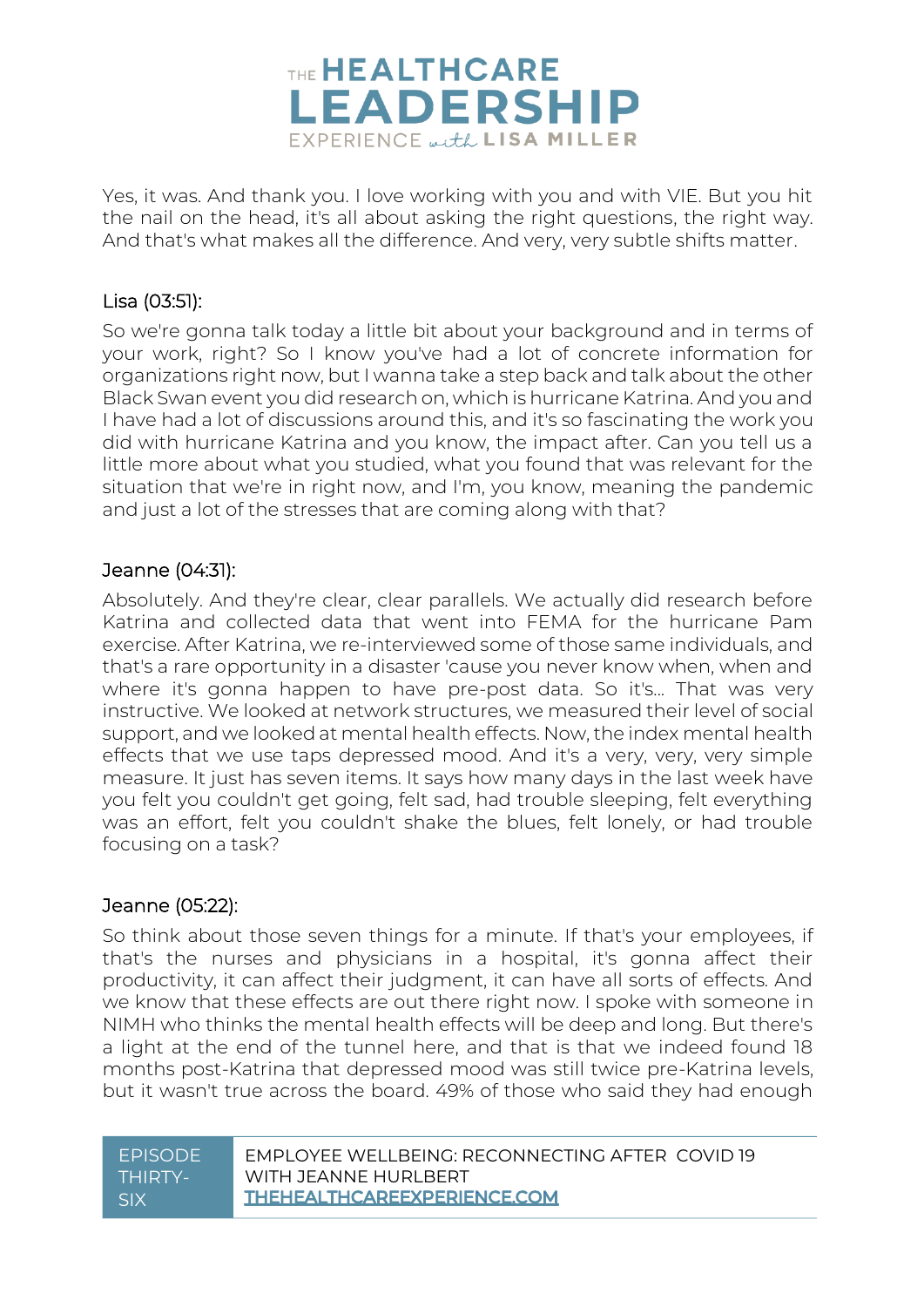Yes, it was. And thank you. I love working with you and with VIE. But you hit the nail on the head, it's all about asking the right questions, the right way. And that's what makes all the difference. And very, very subtle shifts matter.

Lisa (03:51):

So we're gonna talk today a little bit about your background and in terms of your work, right? So I know you've had a lot of concrete information for organizations right now, but I wanna take a step back and talk about the other Black Swan event you did research on, which is hurricane Katrina. And you and I have had a lot of discussions around this, and it's so fascinating the work you did with hurricane Katrina and you know, the impact after. Can you tell us a little more about what you studied, what you found that was relevant for the situation that we're in right now, and I'm, you know, meaning the pandemic and just a lot of the stresses that are coming along with that?

Jeanne (04:31):

Absolutely. And they're clear, clear parallels. We actually did research before Katrina and collected data that went into FEMA for the hurricane Pam exercise. After Katrina, we re-interviewed some of those same individuals, and that's a rare opportunity in a disaster 'cause you never know when, when and where it's gonna happen to have pre-post data. So it's... That was very instructive. We looked at network structures, we measured their level of social support, and we looked at mental health effects. Now, the index mental health effects that we use taps depressed mood. And it's a very, very, very simple measure. It just has seven items. It says how many days in the last week have you felt you couldn't get going, felt sad, had trouble sleeping, felt everything was an effort, felt you couldn't shake the blues, felt lonely, or had trouble focusing on a task?

Jeanne (05:22):

So think about those seven things for a minute. If that's your employees, if that's the nurses and physicians in a hospital, it's gonna affect their productivity, it can affect their judgment, it can have all sorts of effects. And we know that these effects are out there right now. I spoke with someone in NIMH who thinks the mental health effects will be deep and long. But there's a light at the end of the tunnel here, and that is that we indeed found 18 months post-Katrina that depressed mood was still twice pre-Katrina levels, but it wasn't true across the board. 49% of those who said they had enough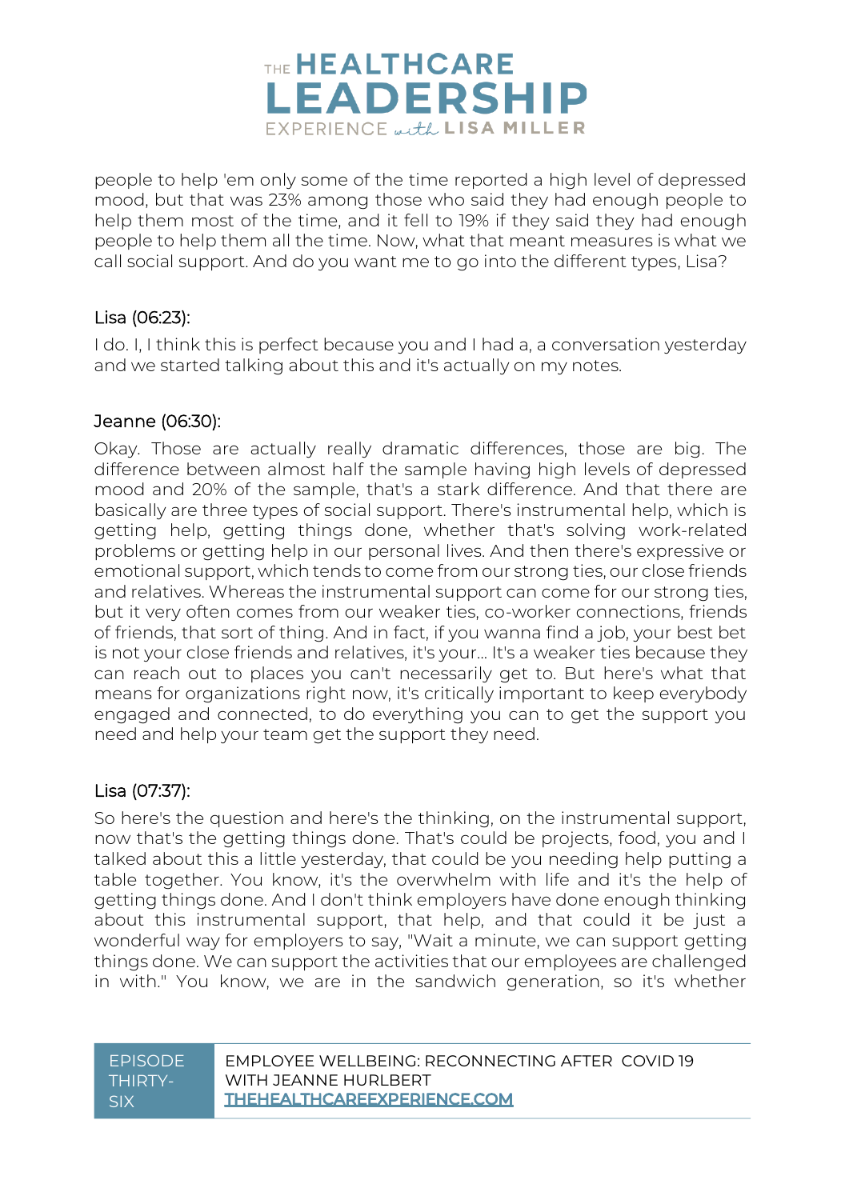people to help 'em only some of the time reported a high level of depressed mood, but that was 23% among those who said they had enough people to help them most of the time, and it fell to 19% if they said they had enough people to help them all the time. Now, what that meant measures is what we call social support. And do you want me to go into the different types, Lisa?

Lisa (06:23):

I do. I, I think this is perfect because you and I had a, a conversation yesterday and we started talking about this and it's actually on my notes.

Jeanne (06:30):

Okay. Those are actually really dramatic differences, those are big. The difference between almost half the sample having high levels of depressed mood and 20% of the sample, that's a stark difference. And that there are basically are three types of social support. There's instrumental help, which is getting help, getting things done, whether that's solving work-related problems or getting help in our personal lives. And then there's expressive or emotional support, which tends to come from our strong ties, our close friends and relatives. Whereas the instrumental support can come for our strong ties, but it very often comes from our weaker ties, co-worker connections, friends of friends, that sort of thing. And in fact, if you wanna find a job, your best bet is not your close friends and relatives, it's your... It's a weaker ties because they can reach out to places you can't necessarily get to. But here's what that means for organizations right now, it's critically important to keep everybody engaged and connected, to do everything you can to get the support you need and help your team get the support they need.

Lisa (07:37):

So here's the question and here's the thinking, on the instrumental support, now that's the getting things done. That's could be projects, food, you and I talked about this a little yesterday, that could be you needing help putting a table together. You know, it's the overwhelm with life and it's the help of getting things done. And I don't think employers have done enough thinking about this instrumental support, that help, and that could it be just a wonderful way for employers to say, "Wait a minute, we can support getting things done. We can support the activities that our employees are challenged in with." You know, we are in the sandwich generation, so it's whether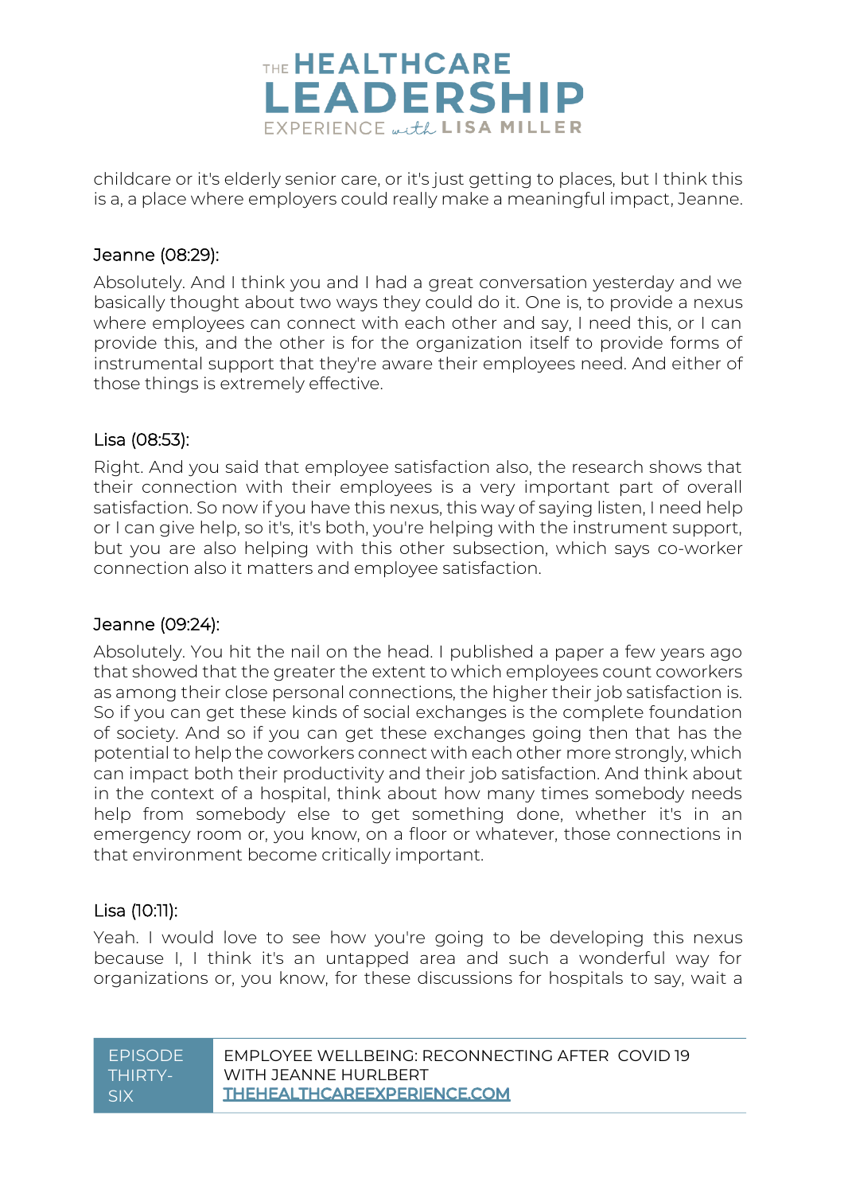childcare or it's elderly senior care, or it's just getting to places, but I think this is a, a place where employers could really make a meaningful impact, Jeanne.

Jeanne (08:29):

Absolutely. And I think you and I had a great conversation yesterday and we basically thought about two ways they could do it. One is, to provide a nexus where employees can connect with each other and say, I need this, or I can provide this, and the other is for the organization itself to provide forms of instrumental support that they're aware their employees need. And either of those things is extremely effective.

Lisa (08:53):

Right. And you said that employee satisfaction also, the research shows that their connection with their employees is a very important part of overall satisfaction. So now if you have this nexus, this way of saying listen, I need help or I can give help, so it's, it's both, you're helping with the instrument support, but you are also helping with this other subsection, which says co-worker connection also it matters and employee satisfaction.

Jeanne (09:24):

Absolutely. You hit the nail on the head. I published a paper a few years ago that showed that the greater the extent to which employees count coworkers as among their close personal connections, the higher their job satisfaction is. So if you can get these kinds of social exchanges is the complete foundation of society. And so if you can get these exchanges going then that has the potential to help the coworkers connect with each other more strongly, which can impact both their productivity and their job satisfaction. And think about in the context of a hospital, think about how many times somebody needs help from somebody else to get something done, whether it's in an emergency room or, you know, on a floor or whatever, those connections in that environment become critically important.

Lisa (10:11):

Yeah. I would love to see how you're going to be developing this nexus because I, I think it's an untapped area and such a wonderful way for organizations or, you know, for these discussions for hospitals to say, wait a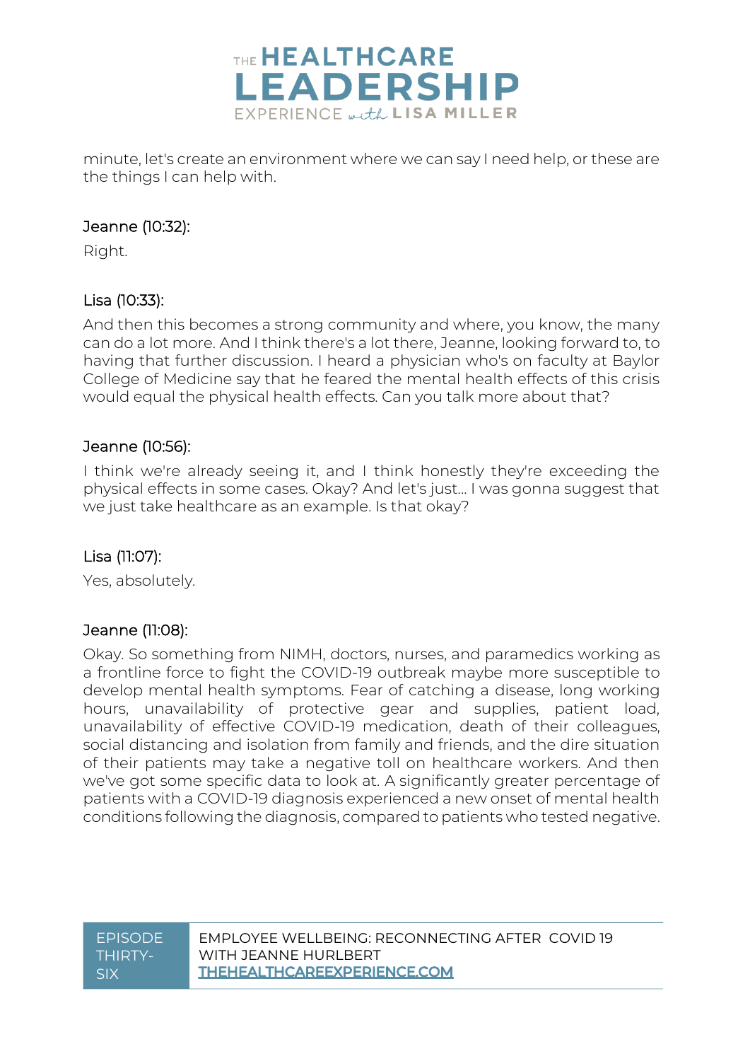minute, let's create an environment where we can say I need help, or these are the things I can help with.

Jeanne (10:32):

Right.

Lisa (10:33):

And then this becomes a strong community and where, you know, the many can do a lot more. And I think there's a lot there, Jeanne, looking forward to, to having that further discussion. I heard a physician who's on faculty at Baylor College of Medicine say that he feared the mental health effects of this crisis would equal the physical health effects. Can you talk more about that?

Jeanne (10:56):

I think we're already seeing it, and I think honestly they're exceeding the physical effects in some cases. Okay? And let's just… I was gonna suggest that we just take healthcare as an example. Is that okay?

Lisa (11:07):

Yes, absolutely.

Jeanne (11:08):

Okay. So something from NIMH, doctors, nurses, and paramedics working as a frontline force to fight the COVID-19 outbreak maybe more susceptible to develop mental health symptoms. Fear of catching a disease, long working hours, unavailability of protective gear and supplies, patient load, unavailability of effective COVID-19 medication, death of their colleagues, social distancing and isolation from family and friends, and the dire situation of their patients may take a negative toll on healthcare workers. And then we've got some specific data to look at. A significantly greater percentage of patients with a COVID-19 diagnosis experienced a new onset of mental health conditions following the diagnosis, compared to patients who tested negative.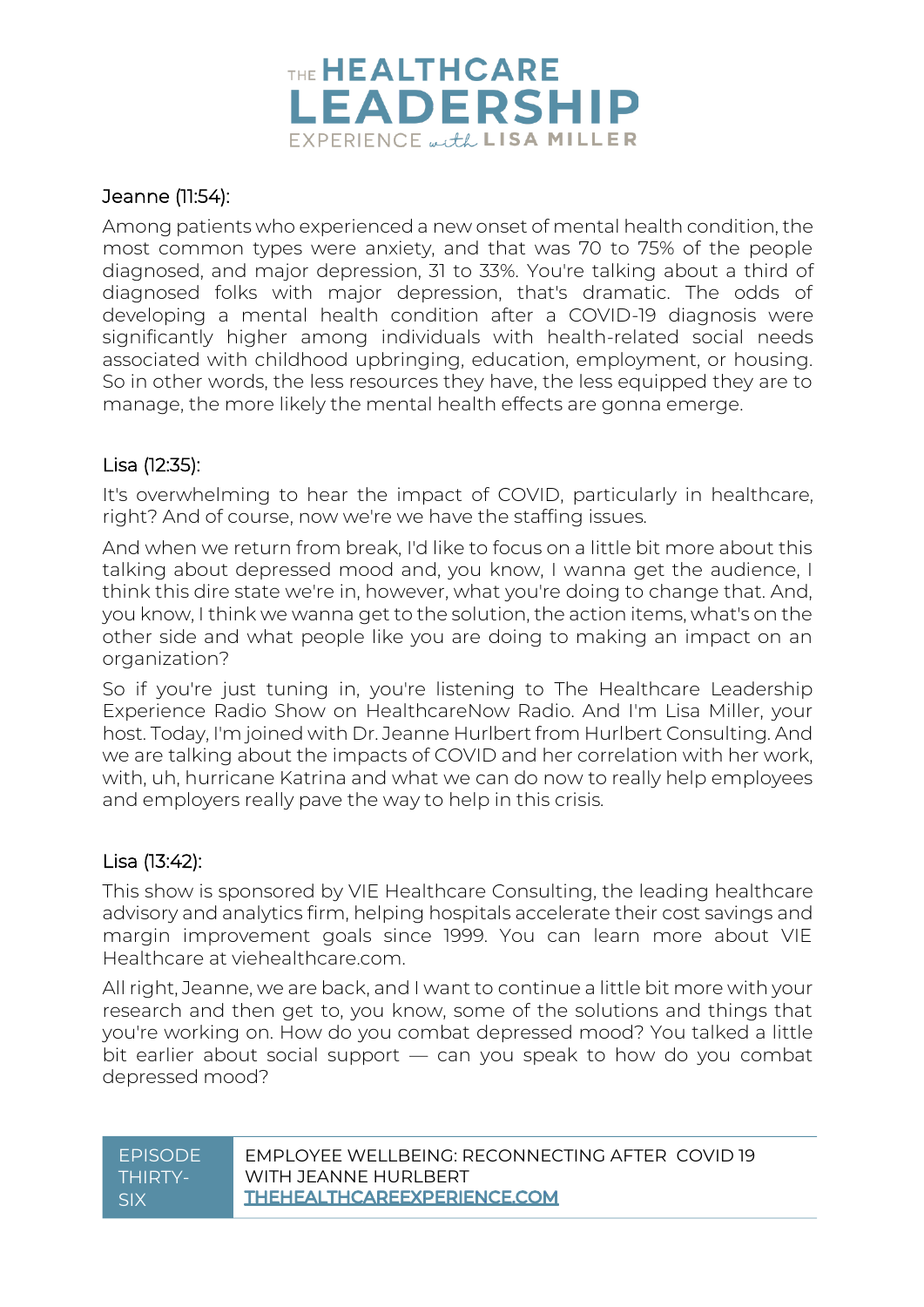Jeanne (11:54):

Among patients who experienced a new onset of mental health condition, the most common types were anxiety, and that was 70 to 75% of the people diagnosed, and major depression, 31 to 33%. You're talking about a third of diagnosed folks with major depression, that's dramatic. The odds of developing a mental health condition after a COVID-19 diagnosis were significantly higher among individuals with health-related social needs associated with childhood upbringing, education, employment, or housing. So in other words, the less resources they have, the less equipped they are to manage, the more likely the mental health effects are gonna emerge.

Lisa (12:35):

It's overwhelming to hear the impact of COVID, particularly in healthcare, right? And of course, now we're we have the staffing issues.

And when we return from break, I'd like to focus on a little bit more about this talking about depressed mood and, you know, I wanna get the audience, I think this dire state we're in, however, what you're doing to change that. And, you know, I think we wanna get to the solution, the action items, what's on the other side and what people like you are doing to making an impact on an organization?

So if you're just tuning in, you're listening to The Healthcare Leadership Experience Radio Show on HealthcareNow Radio. And I'm Lisa Miller, your host. Today, I'm joined with Dr. Jeanne Hurlbert from Hurlbert Consulting. And we are talking about the impacts of COVID and her correlation with her work, with, uh, hurricane Katrina and what we can do now to really help employees and employers really pave the way to help in this crisis.

Lisa (13:42):

This show is sponsored by VIE Healthcare Consulting, the leading healthcare advisory and analytics firm, helping hospitals accelerate their cost savings and margin improvement goals since 1999. You can learn more about VIE Healthcare at viehealthcare.com.

All right, Jeanne, we are back, and I want to continue a little bit more with your research and then get to, you know, some of the solutions and things that you're working on. How do you combat depressed mood? You talked a little bit earlier about social support — can you speak to how do you combat depressed mood?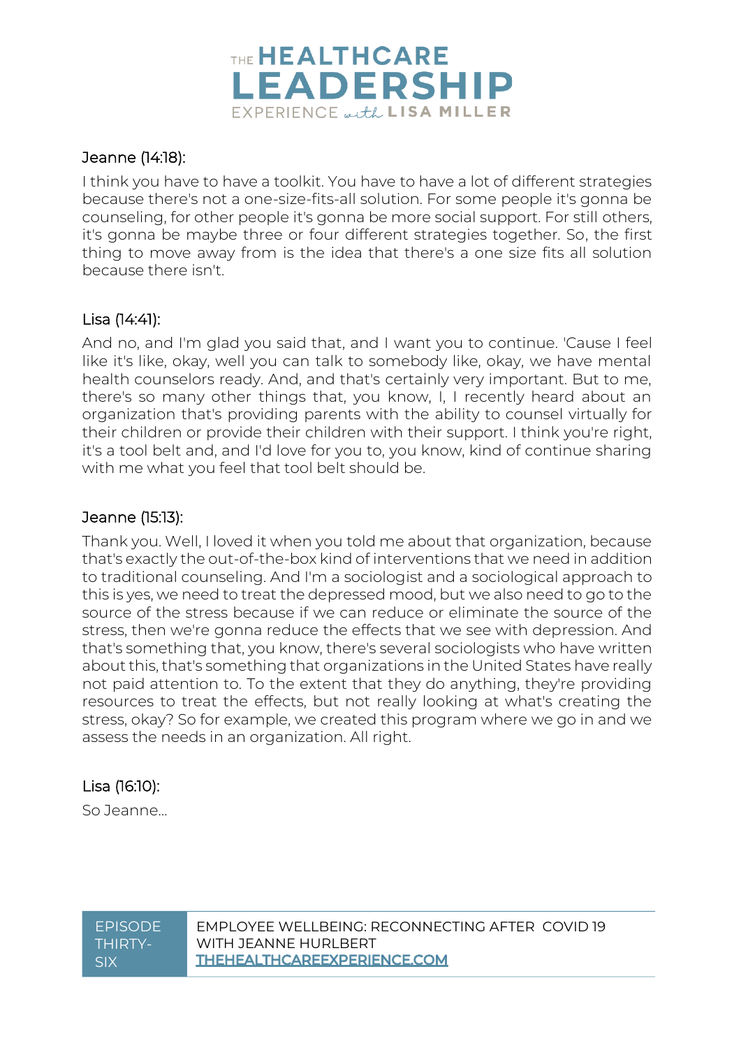Jeanne (14:18):

I think you have to have a toolkit. You have to have a lot of different strategies because there's not a one-size-fits-all solution. For some people it's gonna be counseling, for other people it's gonna be more social support. For still others, it's gonna be maybe three or four different strategies together. So, the first thing to move away from is the idea that there's a one size fits all solution because there isn't.

Lisa (14:41):

And no, and I'm glad you said that, and I want you to continue. 'Cause I feel like it's like, okay, well you can talk to somebody like, okay, we have mental health counselors ready. And, and that's certainly very important. But to me, there's so many other things that, you know, I, I recently heard about an organization that's providing parents with the ability to counsel virtually for their children or provide their children with their support. I think you're right, it's a tool belt and, and I'd love for you to, you know, kind of continue sharing with me what you feel that tool belt should be.

Jeanne (15:13):

Thank you. Well, I loved it when you told me about that organization, because that's exactly the out-of-the-box kind of interventions that we need in addition to traditional counseling. And I'm a sociologist and a sociological approach to this is yes, we need to treat the depressed mood, but we also need to go to the source of the stress because if we can reduce or eliminate the source of the stress, then we're gonna reduce the effects that we see with depression. And that's something that, you know, there's several sociologists who have written about this, that's something that organizations in the United States have really not paid attention to. To the extent that they do anything, they're providing resources to treat the effects, but not really looking at what's creating the stress, okay? So for example, we created this program where we go in and we assess the needs in an organization. All right.

Lisa (16:10):

So Jeanne...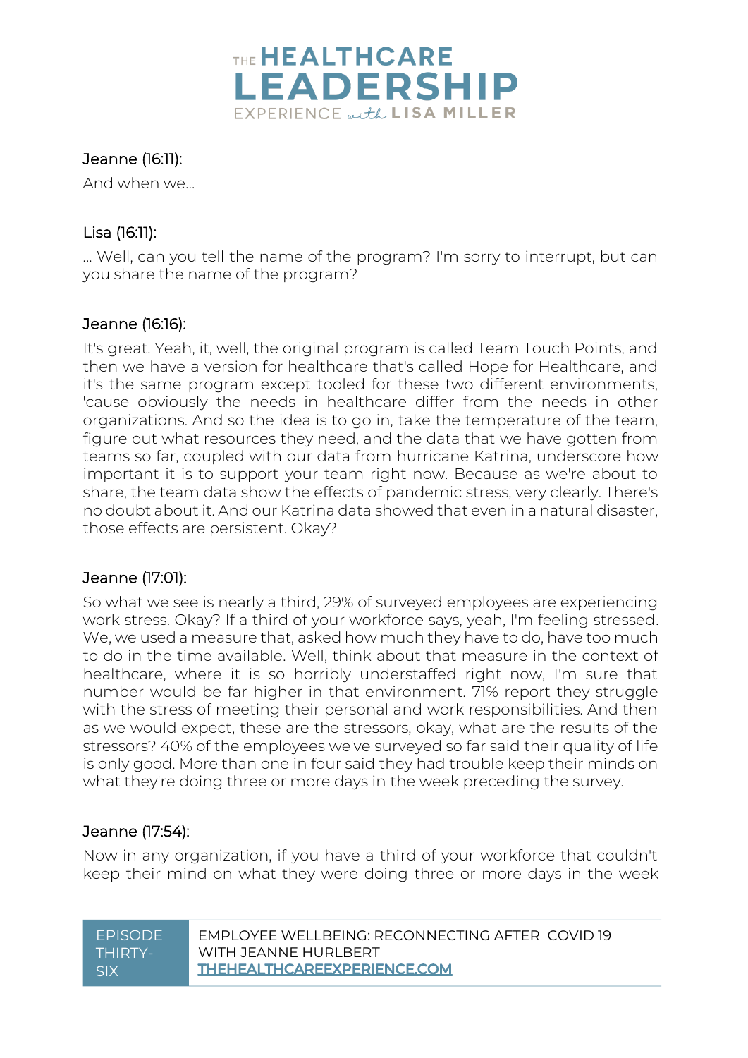Jeanne (16:11):

And when we...

Lisa (16:11):

... Well, can you tell the name of the program? I'm sorry to interrupt, but can you share the name of the program?

Jeanne (16:16):

It's great. Yeah, it, well, the original program is called Team Touch Points, and then we have a version for healthcare that's called Hope for Healthcare, and it's the same program except tooled for these two different environments, 'cause obviously the needs in healthcare differ from the needs in other organizations. And so the idea is to go in, take the temperature of the team, figure out what resources they need, and the data that we have gotten from teams so far, coupled with our data from hurricane Katrina, underscore how important it is to support your team right now. Because as we're about to share, the team data show the effects of pandemic stress, very clearly. There's no doubt about it. And our Katrina data showed that even in a natural disaster, those effects are persistent. Okay?

Jeanne (17:01):

So what we see is nearly a third, 29% of surveyed employees are experiencing work stress. Okay? If a third of your workforce says, yeah, I'm feeling stressed. We, we used a measure that, asked how much they have to do, have too much to do in the time available. Well, think about that measure in the context of healthcare, where it is so horribly understaffed right now, I'm sure that number would be far higher in that environment. 71% report they struggle with the stress of meeting their personal and work responsibilities. And then as we would expect, these are the stressors, okay, what are the results of the stressors? 40% of the employees we've surveyed so far said their quality of life is only good. More than one in four said they had trouble keep their minds on what they're doing three or more days in the week preceding the survey.

Jeanne (17:54):

Now in any organization, if you have a third of your workforce that couldn't keep their mind on what they were doing three or more days in the week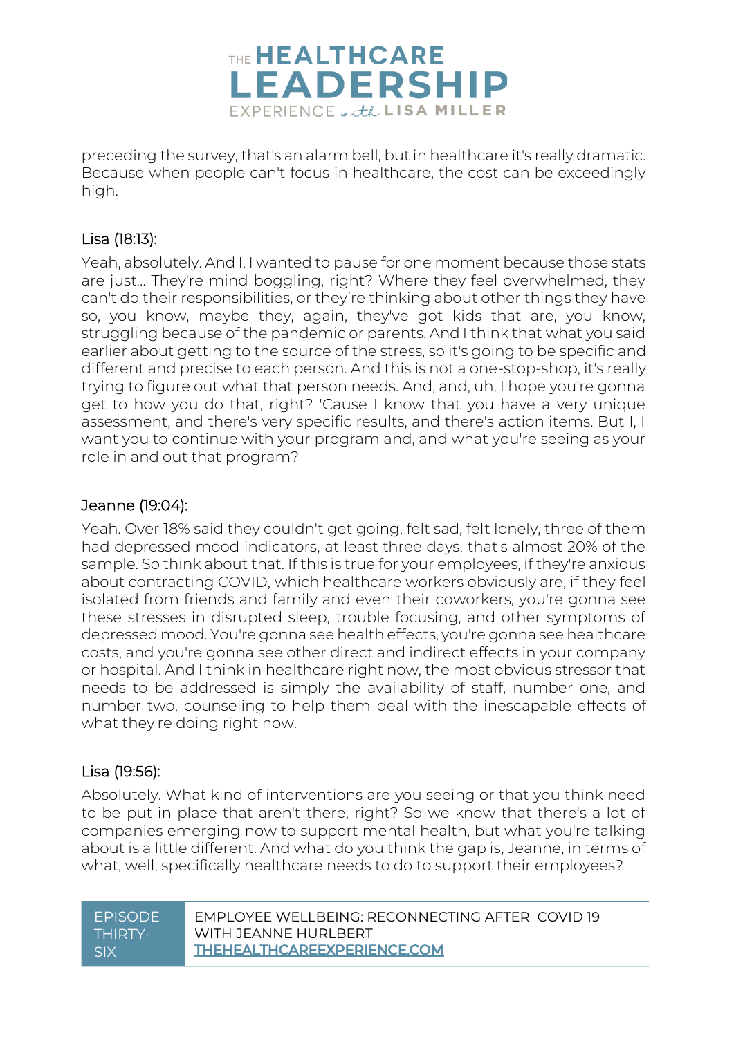preceding the survey, that's an alarm bell, but in healthcare it's really dramatic. Because when people can't focus in healthcare, the cost can be exceedingly high.

Lisa (18:13):

Yeah, absolutely. And I, I wanted to pause for one moment because those stats are just... They're mind boggling, right? Where they feel overwhelmed, they can't do their responsibilities, or they're thinking about other things they have so, you know, maybe they, again, they've got kids that are, you know, struggling because of the pandemic or parents. And I think that what you said earlier about getting to the source of the stress, so it's going to be specific and different and precise to each person. And this is not a one-stop-shop, it's really trying to figure out what that person needs. And, and, uh, I hope you're gonna get to how you do that, right? 'Cause I know that you have a very unique assessment, and there's very specific results, and there's action items. But I, I want you to continue with your program and, and what you're seeing as your role in and out that program?

Jeanne (19:04):

Yeah. Over 18% said they couldn't get going, felt sad, felt lonely, three of them had depressed mood indicators, at least three days, that's almost 20% of the sample. So think about that. If this is true for your employees, if they're anxious about contracting COVID, which healthcare workers obviously are, if they feel isolated from friends and family and even their coworkers, you're gonna see these stresses in disrupted sleep, trouble focusing, and other symptoms of depressed mood. You're gonna see health effects, you're gonna see healthcare costs, and you're gonna see other direct and indirect effects in your company or hospital. And I think in healthcare right now, the most obvious stressor that needs to be addressed is simply the availability of staff, number one, and number two, counseling to help them deal with the inescapable effects of what they're doing right now.

Lisa (19:56):

Absolutely. What kind of interventions are you seeing or that you think need to be put in place that aren't there, right? So we know that there's a lot of companies emerging now to support mental health, but what you're talking about is a little different. And what do you think the gap is, Jeanne, in terms of what, well, specifically healthcare needs to do to support their employees?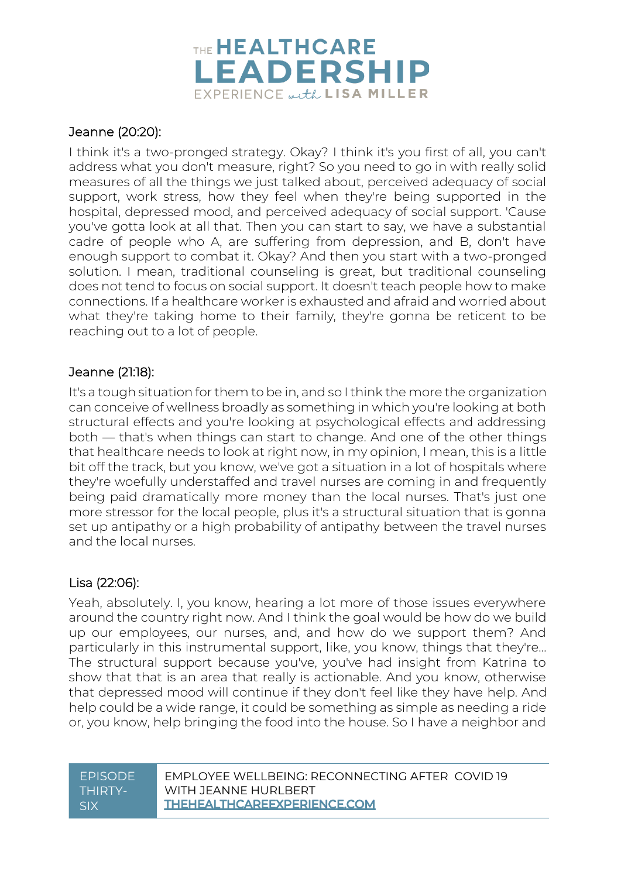Jeanne (20:20):

I think it's a two-pronged strategy. Okay? I think it's you first of all, you can't address what you don't measure, right? So you need to go in with really solid measures of all the things we just talked about, perceived adequacy of social support, work stress, how they feel when they're being supported in the hospital, depressed mood, and perceived adequacy of social support. 'Cause you've gotta look at all that. Then you can start to say, we have a substantial cadre of people who A, are suffering from depression, and B, don't have enough support to combat it. Okay? And then you start with a two-pronged solution. I mean, traditional counseling is great, but traditional counseling does not tend to focus on social support. It doesn't teach people how to make connections. If a healthcare worker is exhausted and afraid and worried about what they're taking home to their family, they're gonna be reticent to be reaching out to a lot of people.

Jeanne (21:18):

It's a tough situation for them to be in, and so I think the more the organization can conceive of wellness broadly as something in which you're looking at both structural effects and you're looking at psychological effects and addressing both — that's when things can start to change. And one of the other things that healthcare needs to look at right now, in my opinion, I mean, this is a little bit off the track, but you know, we've got a situation in a lot of hospitals where they're woefully understaffed and travel nurses are coming in and frequently being paid dramatically more money than the local nurses. That's just one more stressor for the local people, plus it's a structural situation that is gonna set up antipathy or a high probability of antipathy between the travel nurses and the local nurses.

Lisa (22:06):

Yeah, absolutely. I, you know, hearing a lot more of those issues everywhere around the country right now. And I think the goal would be how do we build up our employees, our nurses, and, and how do we support them? And particularly in this instrumental support, like, you know, things that they're... The structural support because you've, you've had insight from Katrina to show that that is an area that really is actionable. And you know, otherwise that depressed mood will continue if they don't feel like they have help. And help could be a wide range, it could be something as simple as needing a ride or, you know, help bringing the food into the house. So I have a neighbor and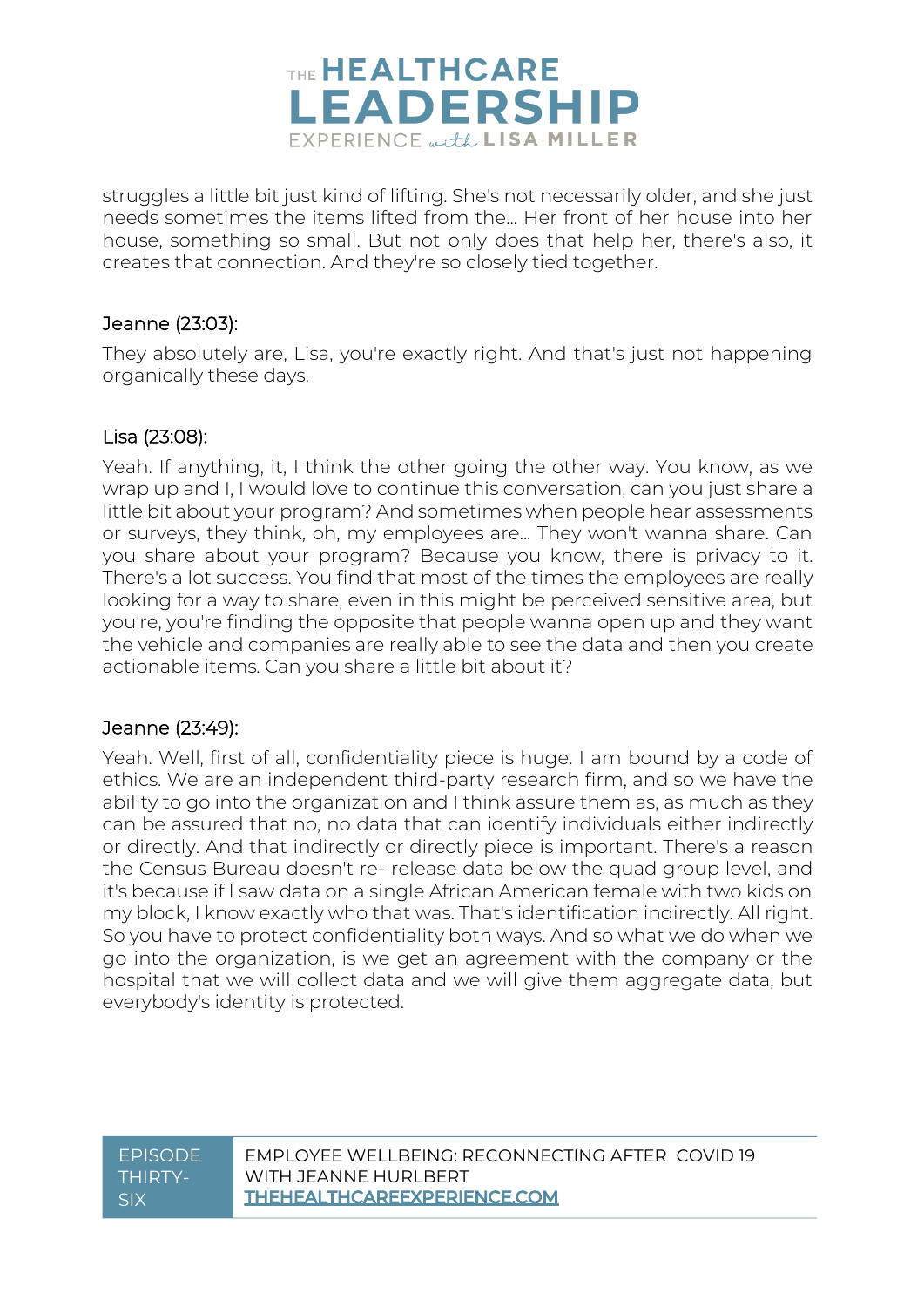struggles a little bit just kind of lifting. She's not necessarily older, and she just needs sometimes the items lifted from the... Her front of her house into her house, something so small. But not only does that help her, there's also, it creates that connection. And they're so closely tied together.

Jeanne (23:03):

They absolutely are, Lisa, you're exactly right. And that's just not happening organically these days.

Lisa (23:08):

Yeah. If anything, it, I think the other going the other way. You know, as we wrap up and I, I would love to continue this conversation, can you just share a little bit about your program? And sometimes when people hear assessments or surveys, they think, oh, my employees are... They won't wanna share. Can you share about your program? Because you know, there is privacy to it. There's a lot success. You find that most of the times the employees are really looking for a way to share, even in this might be perceived sensitive area, but you're, you're finding the opposite that people wanna open up and they want the vehicle and companies are really able to see the data and then you create actionable items. Can you share a little bit about it?

Jeanne (23:49):

Yeah. Well, first of all, confidentiality piece is huge. I am bound by a code of ethics. We are an independent third-party research firm, and so we have the ability to go into the organization and I think assure them as, as much as they can be assured that no, no data that can identify individuals either indirectly or directly. And that indirectly or directly piece is important. There's a reason the Census Bureau doesn't re- release data below the quad group level, and it's because if I saw data on a single African American female with two kids on my block, I know exactly who that was. That's identification indirectly. All right. So you have to protect confidentiality both ways. And so what we do when we go into the organization, is we get an agreement with the company or the hospital that we will collect data and we will give them aggregate data, but everybody's identity is protected.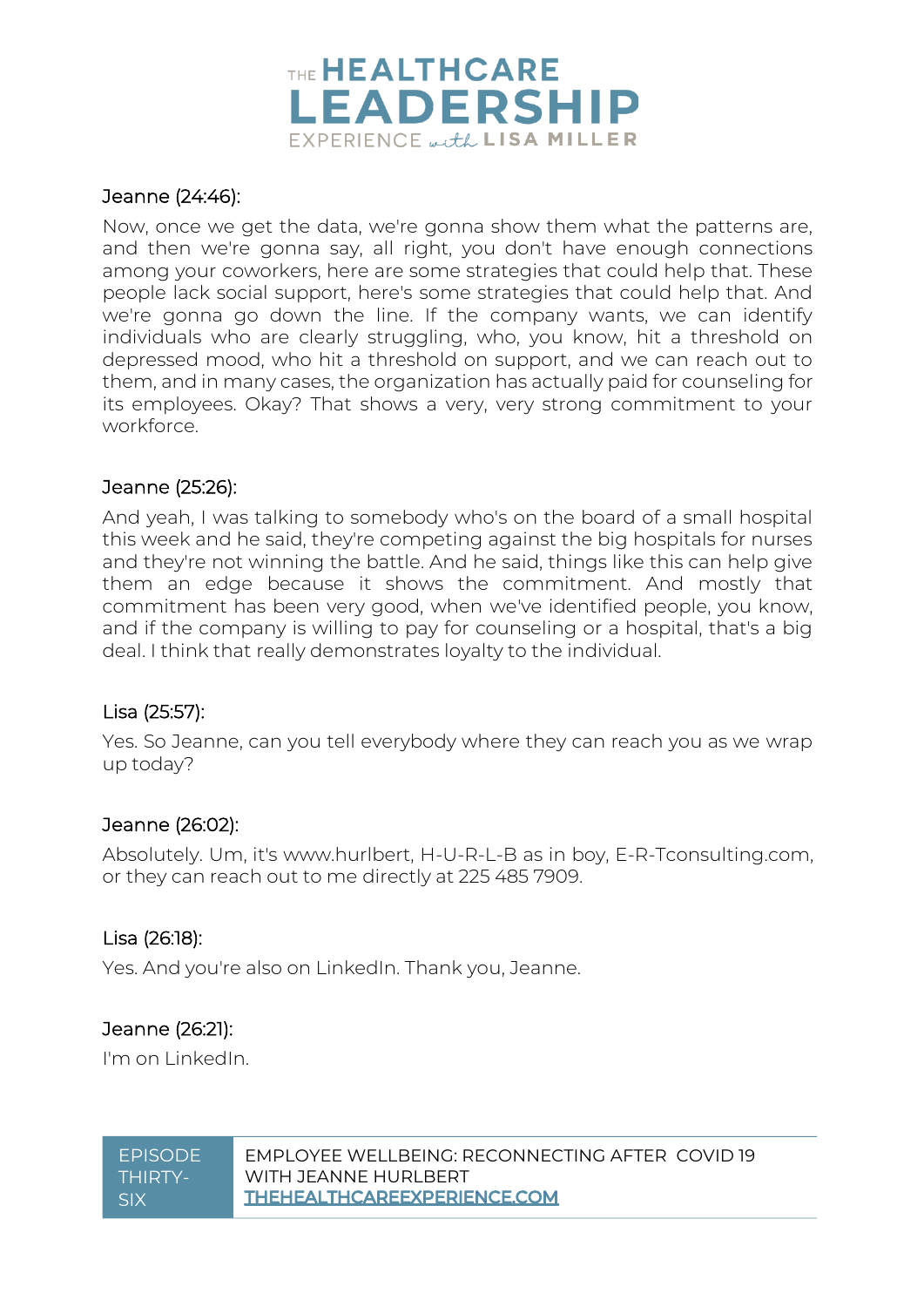Jeanne (24:46):

Now, once we get the data, we're gonna show them what the patterns are, and then we're gonna say, all right, you don't have enough connections among your coworkers, here are some strategies that could help that. These people lack social support, here's some strategies that could help that. And we're gonna go down the line. If the company wants, we can identify individuals who are clearly struggling, who, you know, hit a threshold on depressed mood, who hit a threshold on support, and we can reach out to them, and in many cases, the organization has actually paid for counseling for its employees. Okay? That shows a very, very strong commitment to your workforce.

Jeanne (25:26):

And yeah, I was talking to somebody who's on the board of a small hospital this week and he said, they're competing against the big hospitals for nurses and they're not winning the battle. And he said, things like this can help give them an edge because it shows the commitment. And mostly that commitment has been very good, when we've identified people, you know, and if the company is willing to pay for counseling or a hospital, that's a big deal. I think that really demonstrates loyalty to the individual.

Lisa (25:57):

Yes. So Jeanne, can you tell everybody where they can reach you as we wrap up today?

Jeanne (26:02):

Absolutely. Um, it's www.hurlbert, H-U-R-L-B as in boy, E-R-Tconsulting.com, or they can reach out to me directly at 225 485 7909.

Lisa (26:18):

Yes. And you're also on LinkedIn. Thank you, Jeanne.

Jeanne (26:21):

I'm on LinkedIn.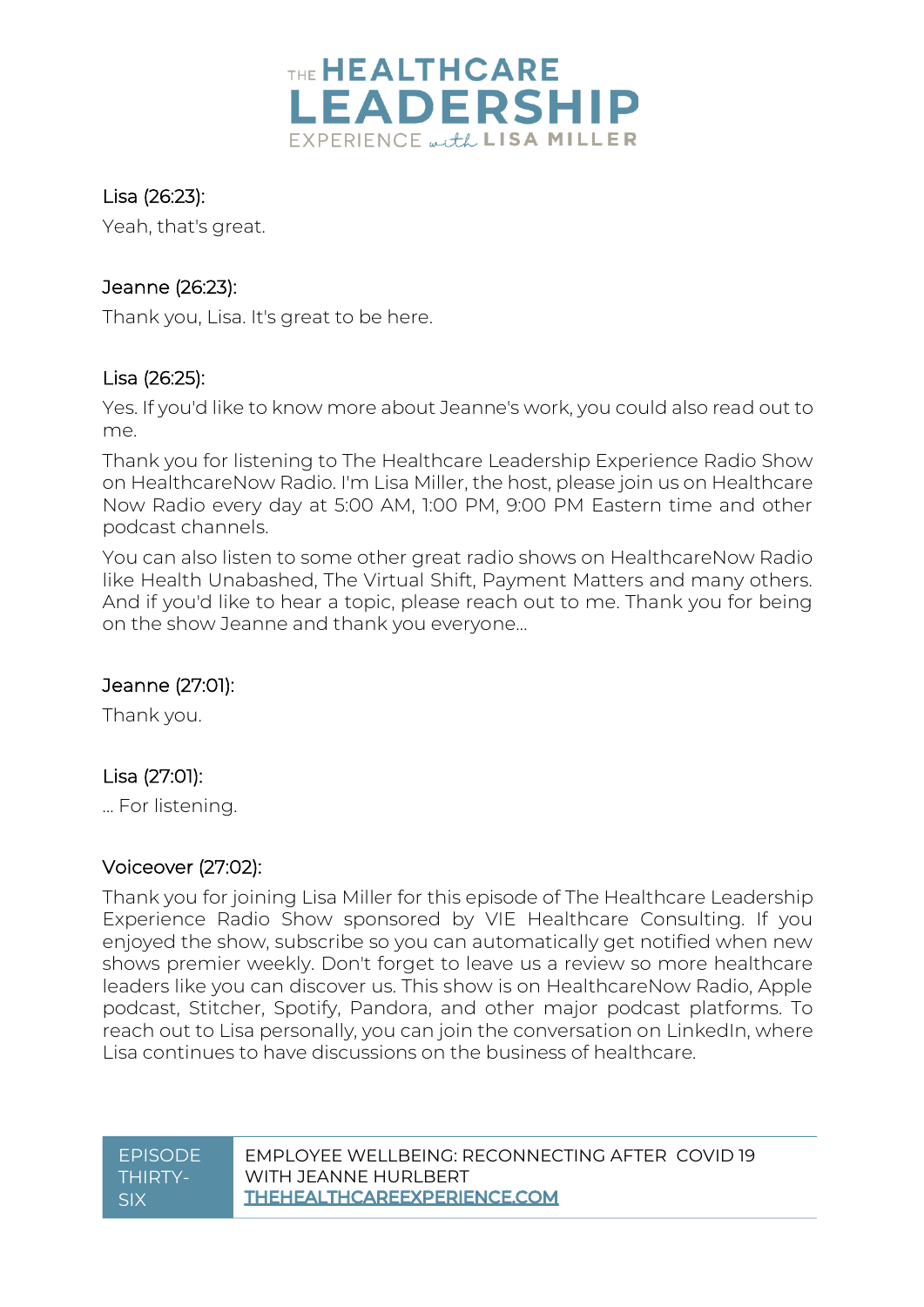Lisa (26:23):

Yeah, that's great.

Jeanne (26:23):

Thank you, Lisa. It's great to be here.

Lisa (26:25):

Yes. If you'd like to know more about Jeanne's work, you could also read out to me.

Thank you for listening to The Healthcare Leadership Experience Radio Show on HealthcareNow Radio. I'm Lisa Miller, the host, please join us on Healthcare Now Radio every day at 5:00 AM, 1:00 PM, 9:00 PM Eastern time and other podcast channels.

You can also listen to some other great radio shows on HealthcareNow Radio like Health Unabashed, The Virtual Shift, Payment Matters and many others. And if you'd like to hear a topic, please reach out to me. Thank you for being on the show Jeanne and thank you everyone...

Jeanne (27:01):

Thank you.

Lisa (27:01):

... For listening.

Voiceover (27:02):

Thank you for joining Lisa Miller for this episode of The Healthcare Leadership Experience Radio Show sponsored by VIE Healthcare Consulting. If you enjoyed the show, subscribe so you can automatically get notified when new shows premier weekly. Don't forget to leave us a review so more healthcare leaders like you can discover us. This show is on HealthcareNow Radio, Apple podcast, Stitcher, Spotify, Pandora, and other major podcast platforms. To reach out to Lisa personally, you can join the conversation on LinkedIn, where Lisa continues to have discussions on the business of healthcare.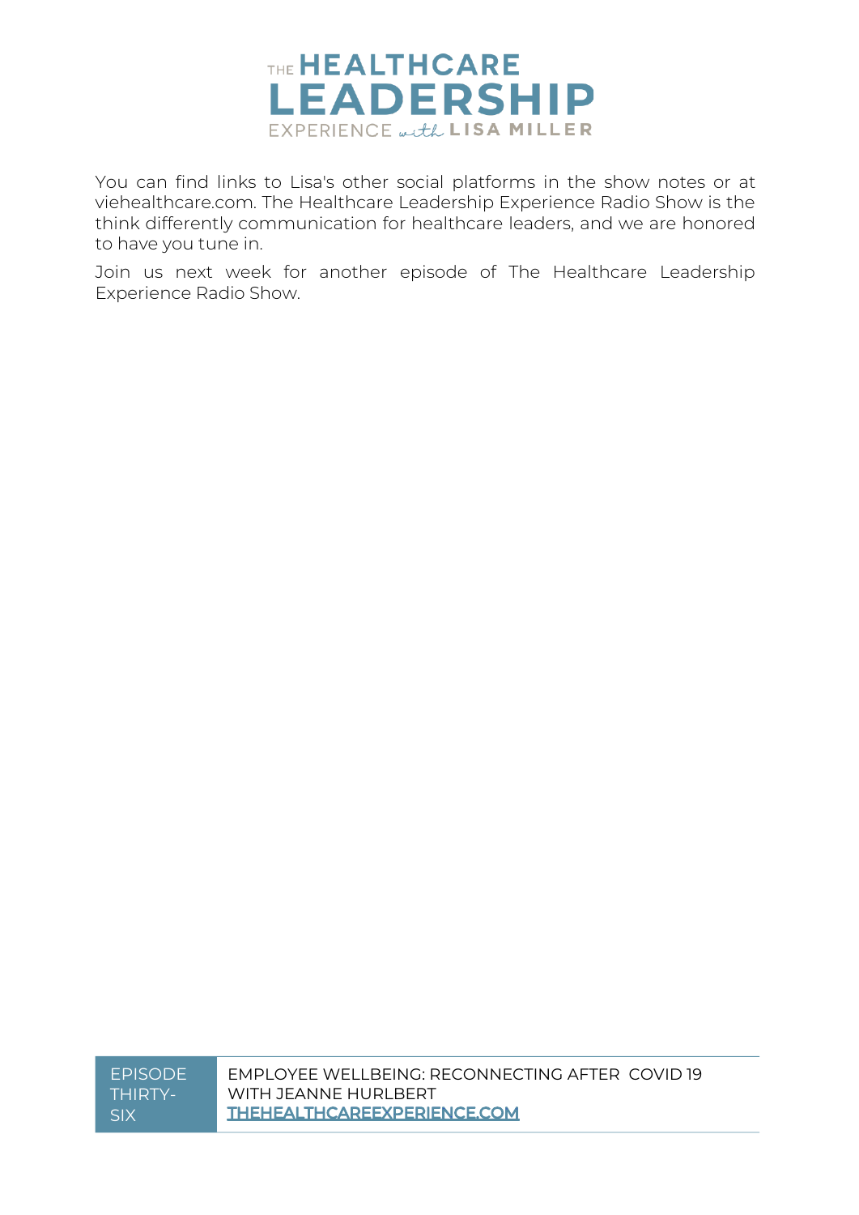You can find links to Lisa's other social platforms in the show notes or at viehealthcare.com. The Healthcare Leadership Experience Radio Show is the think differently communication for healthcare leaders, and we are honored to have you tune in.

Join us next week for another episode of The Healthcare Leadership Experience Radio Show.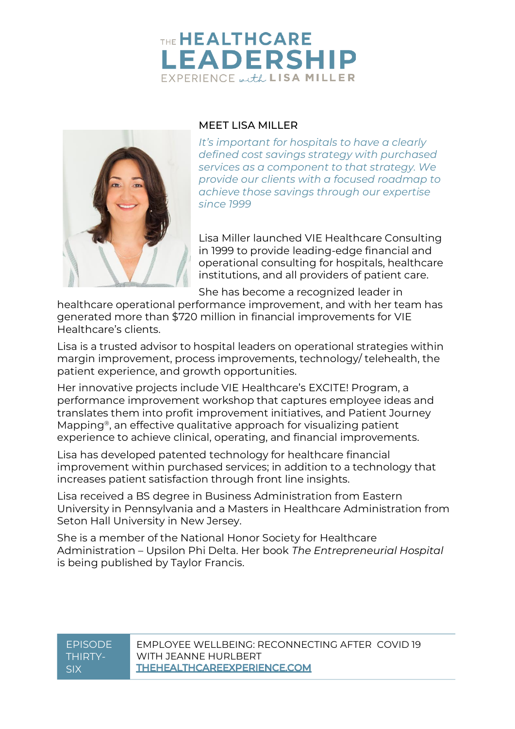# THE HEALTHCARE LEADERSHIP EXPERIENCE with LISA MILLER

## MEET LISA MILLER

*It's important for hospitals to have a clearly defined cost savings strategy with purchased services as a component to that strategy. We provide our clients with a focused roadmap to achieve those savings through our expertise since 1999*

Lisa Miller launched VIE Healthcare Consulting in 1999 to provide leading-edge financial and operational consulting for hospitals, healthcare institutions, and all providers of patient care.

She has become a recognized leader in healthcare operational performance improvement, and with her team has generated more than $720 million in financial improvements for VIE Healthcare's clients.

Lisa is a trusted advisor to hospital leaders on operational strategies within margin improvement, process improvements, technology/ telehealth, the patient experience, and growth opportunities.

Her innovative projects include VIE Healthcare's EXCITE! Program, a performance improvement workshop that captures employee ideas and translates them into profit improvement initiatives, and Patient Journey Mapping®, an effective qualitative approach for visualizing patient experience to achieve clinical, operating, and financial improvements.

Lisa has developed patented technology for healthcare financial improvement within purchased services; in addition to a technology that increases patient satisfaction through front line insights.

Lisa received a BS degree in Business Administration from Eastern University in Pennsylvania and a Masters in Healthcare Administration from Seton Hall University in New Jersey.

She is a member of the National Honor Society for Healthcare Administration – Upsilon Phi Delta. Her book *The Entrepreneurial Hospital* is being published by Taylor Francis.

EPISODE THIRTY-SIX

EMPLOYEE WELLBEING: RECONNECTING AFTER COVID 19 WITH JEANNE HURLBERT

THEHEALTHCAREEXPERIENCE.COM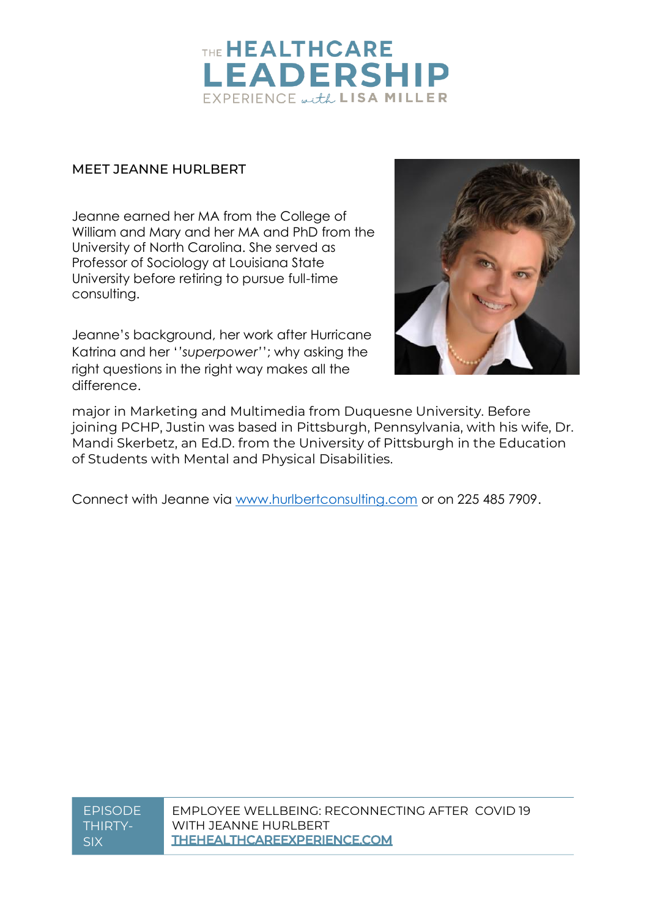# THE HEALTHCARE LEADERSHIP EXPERIENCE *with* LISA MILLER

## MEET JEANNE HURLBERT

Jeanne earned her MA from the College of William and Mary and her MA and PhD from the University of North Carolina. She served as Professor of Sociology at Louisiana State University before retiring to pursue full-time consulting.

Jeanne's background, her work after Hurricane Katrina and her ''*superpower*''; why asking the right questions in the right way makes all the difference.

major in Marketing and Multimedia from Duquesne University. Before joining PCHP, Justin was based in Pittsburgh, Pennsylvania, with his wife, Dr. Mandi Skerbetz, an Ed.D. from the University of Pittsburgh in the Education of Students with Mental and Physical Disabilities.

Connect with Jeanne via [www.hurlbertconsulting.com](http://www.hurlbertconsulting.com) or on 225 485 7909.

| | |
|---|---|
| EPISODE THIRTY-SIX | EMPLOYEE WELLBEING: RECONNECTING AFTER COVID 19 WITH JEANNE HURLBERT [THEHEALTHCAREEXPERIENCE.COM](http://THEHEALTHCAREEXPERIENCE.COM) |